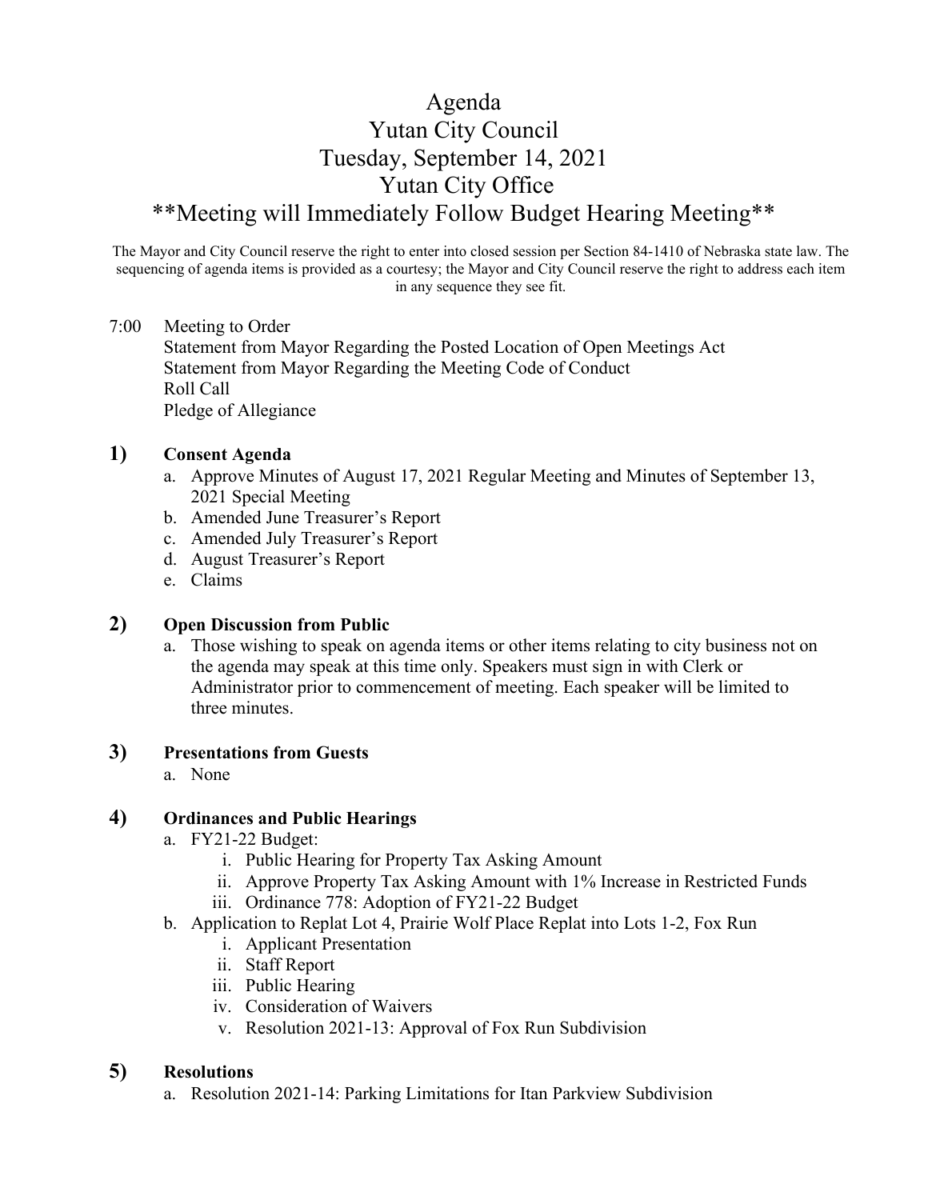# Agenda
# Yutan City Council
# Tuesday, September 14, 2021
# Yutan City Office
# **Meeting will Immediately Follow Budget Hearing Meeting**

The Mayor and City Council reserve the right to enter into closed session per Section 84-1410 of Nebraska state law. The sequencing of agenda items is provided as a courtesy; the Mayor and City Council reserve the right to address each item in any sequence they see fit.

7:00 Meeting to Order
- Statement from Mayor Regarding the Posted Location of Open Meetings Act
- Statement from Mayor Regarding the Meeting Code of Conduct
- Roll Call
- Pledge of Allegiance

## 1) Consent Agenda

a. Approve Minutes of August 17, 2021 Regular Meeting and Minutes of September 13, 2021 Special Meeting
b. Amended June Treasurer's Report
c. Amended July Treasurer's Report
d. August Treasurer's Report
e. Claims

## 2) Open Discussion from Public

a. Those wishing to speak on agenda items or other items relating to city business not on the agenda may speak at this time only. Speakers must sign in with Clerk or Administrator prior to commencement of meeting. Each speaker will be limited to three minutes.

## 3) Presentations from Guests

a. None

## 4) Ordinances and Public Hearings

a. FY21-22 Budget:
   i. Public Hearing for Property Tax Asking Amount
   ii. Approve Property Tax Asking Amount with 1% Increase in Restricted Funds
   iii. Ordinance 778: Adoption of FY21-22 Budget
b. Application to Replat Lot 4, Prairie Wolf Place Replat into Lots 1-2, Fox Run
   i. Applicant Presentation
   ii. Staff Report
   iii. Public Hearing
   iv. Consideration of Waivers
   v. Resolution 2021-13: Approval of Fox Run Subdivision

## 5) Resolutions

a. Resolution 2021-14: Parking Limitations for Itan Parkview Subdivision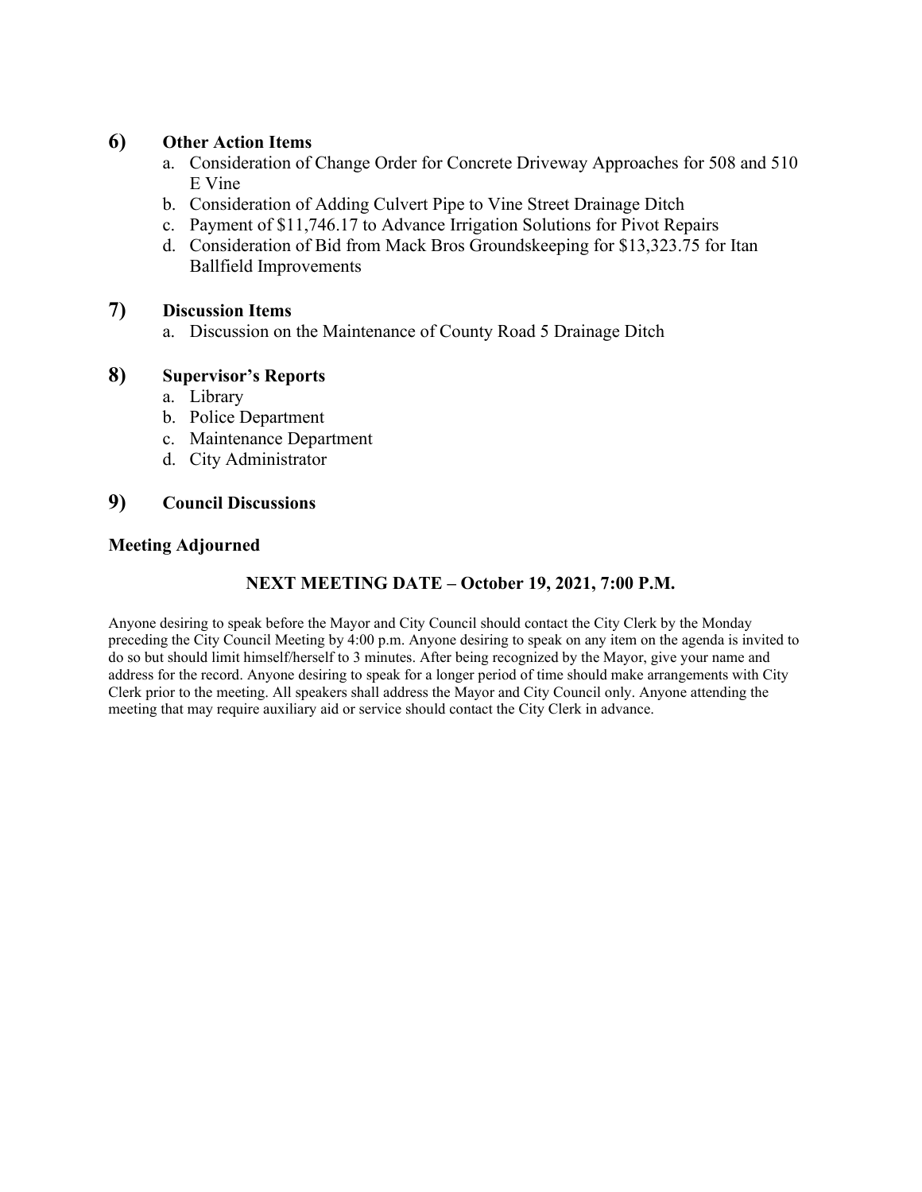## 6) Other Action Items

a. Consideration of Change Order for Concrete Driveway Approaches for 508 and 510 E Vine
b. Consideration of Adding Culvert Pipe to Vine Street Drainage Ditch
c. Payment of $11,746.17 to Advance Irrigation Solutions for Pivot Repairs
d. Consideration of Bid from Mack Bros Groundskeeping for $13,323.75 for Itan Ballfield Improvements

## 7) Discussion Items

a. Discussion on the Maintenance of County Road 5 Drainage Ditch

## 8) Supervisor's Reports

a. Library
b. Police Department
c. Maintenance Department
d. City Administrator

## 9) Council Discussions

**Meeting Adjourned**

**NEXT MEETING DATE – October 19, 2021, 7:00 P.M.**

Anyone desiring to speak before the Mayor and City Council should contact the City Clerk by the Monday preceding the City Council Meeting by 4:00 p.m. Anyone desiring to speak on any item on the agenda is invited to do so but should limit himself/herself to 3 minutes. After being recognized by the Mayor, give your name and address for the record. Anyone desiring to speak for a longer period of time should make arrangements with City Clerk prior to the meeting. All speakers shall address the Mayor and City Council only. Anyone attending the meeting that may require auxiliary aid or service should contact the City Clerk in advance.